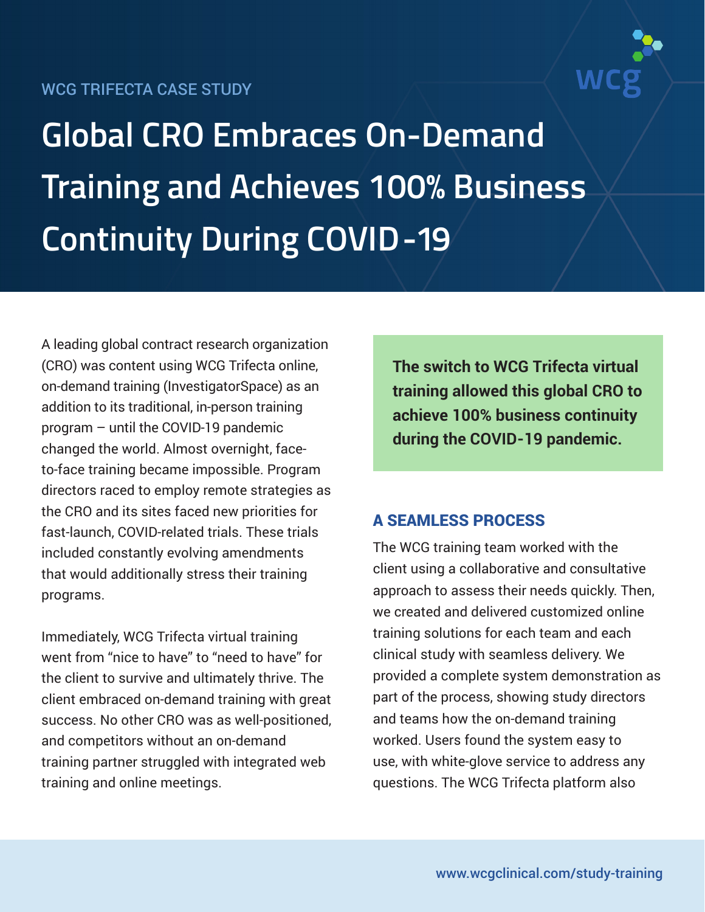WCG TRIFECTA CASE STUDY

# Global CRO Embraces On-Demand Training and Achieves 100% Business Continuity During COVID-19

A leading global contract research organization (CRO) was content using WCG Trifecta online, on-demand training (InvestigatorSpace) as an addition to its traditional, in-person training program – until the COVID-19 pandemic changed the world. Almost overnight, face-to-face training became impossible. Program directors raced to employ remote strategies as the CRO and its sites faced new priorities for fast-launch, COVID-related trials. These trials included constantly evolving amendments that would additionally stress their training programs.

Immediately, WCG Trifecta virtual training went from "nice to have" to "need to have" for the client to survive and ultimately thrive. The client embraced on-demand training with great success. No other CRO was as well-positioned, and competitors without an on-demand training partner struggled with integrated web training and online meetings.

**The switch to WCG Trifecta virtual training allowed this global CRO to achieve 100% business continuity during the COVID-19 pandemic.**

## A SEAMLESS PROCESS

The WCG training team worked with the client using a collaborative and consultative approach to assess their needs quickly. Then, we created and delivered customized online training solutions for each team and each clinical study with seamless delivery. We provided a complete system demonstration as part of the process, showing study directors and teams how the on-demand training worked. Users found the system easy to use, with white-glove service to address any questions. The WCG Trifecta platform also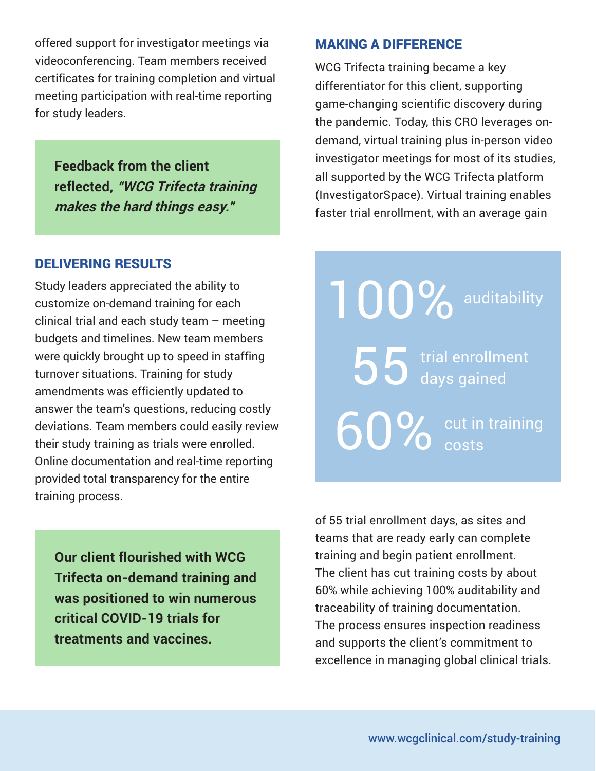offered support for investigator meetings via videoconferencing. Team members received certificates for training completion and virtual meeting participation with real-time reporting for study leaders.

**Feedback from the client reflected, *"WCG Trifecta training makes the hard things easy."***

## DELIVERING RESULTS

Study leaders appreciated the ability to customize on-demand training for each clinical trial and each study team – meeting budgets and timelines. New team members were quickly brought up to speed in staffing turnover situations. Training for study amendments was efficiently updated to answer the team's questions, reducing costly deviations. Team members could easily review their study training as trials were enrolled. Online documentation and real-time reporting provided total transparency for the entire training process.

**Our client flourished with WCG Trifecta on-demand training and was positioned to win numerous critical COVID-19 trials for treatments and vaccines.**

## MAKING A DIFFERENCE

WCG Trifecta training became a key differentiator for this client, supporting game-changing scientific discovery during the pandemic. Today, this CRO leverages on-demand, virtual training plus in-person video investigator meetings for most of its studies, all supported by the WCG Trifecta platform (InvestigatorSpace). Virtual training enables faster trial enrollment, with an average gain of 55 trial enrollment days, as sites and teams that are ready early can complete training and begin patient enrollment. The client has cut training costs by about 60% while achieving 100% auditability and traceability of training documentation. The process ensures inspection readiness and supports the client's commitment to excellence in managing global clinical trials.

100% auditability

55 trial enrollment days gained

60% cut in training costs

www.wcgclinical.com/study-training